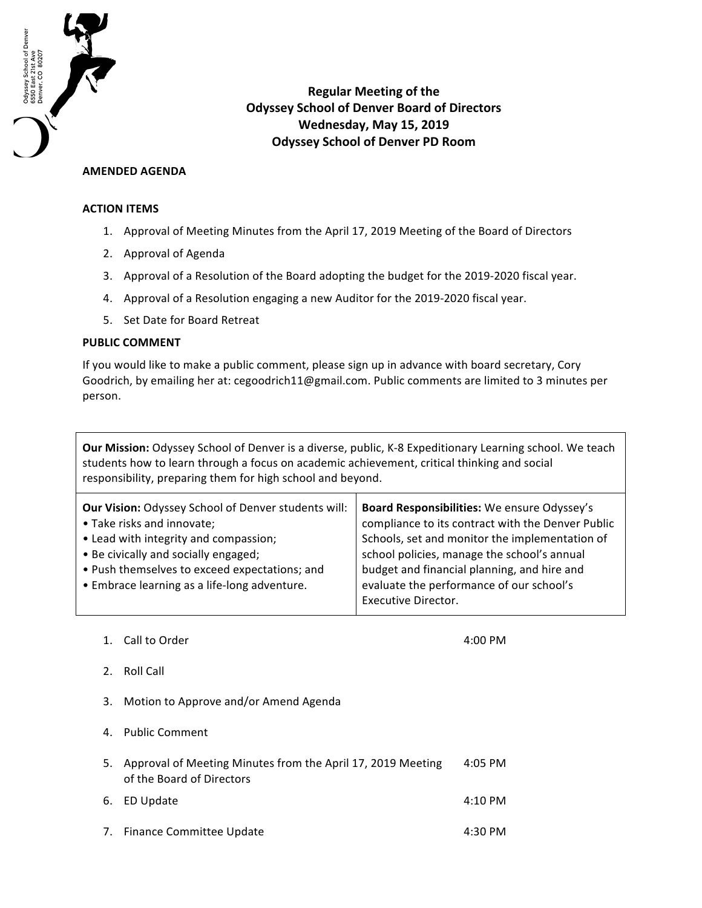Odyssey School of Denver
6550 East 21st Ave
Denver, CO 80207

**Regular Meeting of the**
**Odyssey School of Denver Board of Directors**
**Wednesday, May 15, 2019**
**Odyssey School of Denver PD Room**

**AMENDED AGENDA**

**ACTION ITEMS**

1. Approval of Meeting Minutes from the April 17, 2019 Meeting of the Board of Directors
2. Approval of Agenda
3. Approval of a Resolution of the Board adopting the budget for the 2019-2020 fiscal year.
4. Approval of a Resolution engaging a new Auditor for the 2019-2020 fiscal year.
5. Set Date for Board Retreat

**PUBLIC COMMENT**

If you would like to make a public comment, please sign up in advance with board secretary, Cory Goodrich, by emailing her at: cegoodrich11@gmail.com. Public comments are limited to 3 minutes per person.

**Our Mission:** Odyssey School of Denver is a diverse, public, K-8 Expeditionary Learning school. We teach students how to learn through a focus on academic achievement, critical thinking and social responsibility, preparing them for high school and beyond.

**Our Vision:** Odyssey School of Denver students will:
- Take risks and innovate;
- Lead with integrity and compassion;
- Be civically and socially engaged;
- Push themselves to exceed expectations; and
- Embrace learning as a life-long adventure.

**Board Responsibilities:** We ensure Odyssey's compliance to its contract with the Denver Public Schools, set and monitor the implementation of school policies, manage the school's annual budget and financial planning, and hire and evaluate the performance of our school's Executive Director.

| # | Item | Time |
|---|---|---|
| 1. | Call to Order | 4:00 PM |
| 2. | Roll Call | |
| 3. | Motion to Approve and/or Amend Agenda | |
| 4. | Public Comment | |
| 5. | Approval of Meeting Minutes from the April 17, 2019 Meeting of the Board of Directors | 4:05 PM |
| 6. | ED Update | 4:10 PM |
| 7. | Finance Committee Update | 4:30 PM |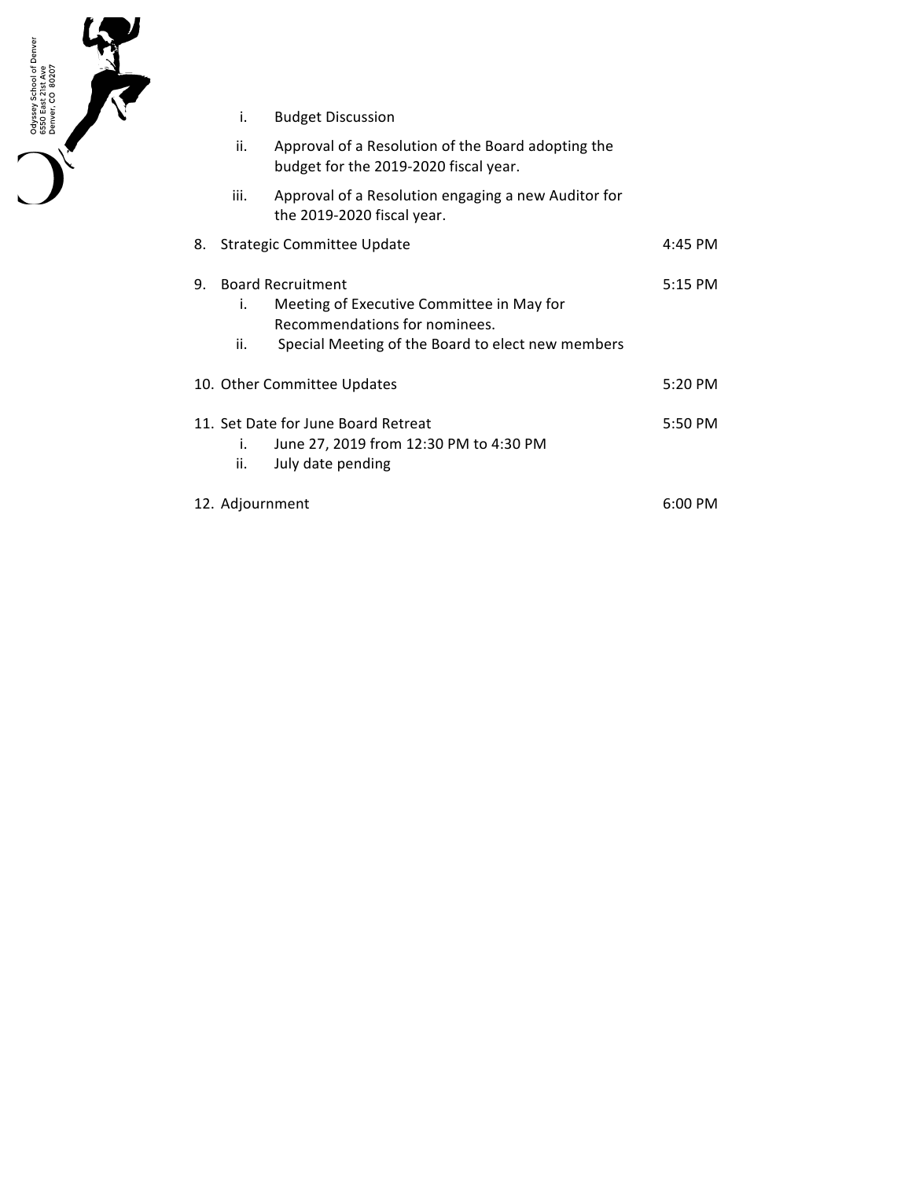i. Budget Discussion

ii. Approval of a Resolution of the Board adopting the budget for the 2019-2020 fiscal year.

iii. Approval of a Resolution engaging a new Auditor for the 2019-2020 fiscal year.

8. Strategic Committee Update 4:45 PM

9. Board Recruitment 5:15 PM
   i. Meeting of Executive Committee in May for Recommendations for nominees.
   ii. Special Meeting of the Board to elect new members

10. Other Committee Updates 5:20 PM

11. Set Date for June Board Retreat 5:50 PM
    i. June 27, 2019 from 12:30 PM to 4:30 PM
    ii. July date pending

12. Adjournment 6:00 PM